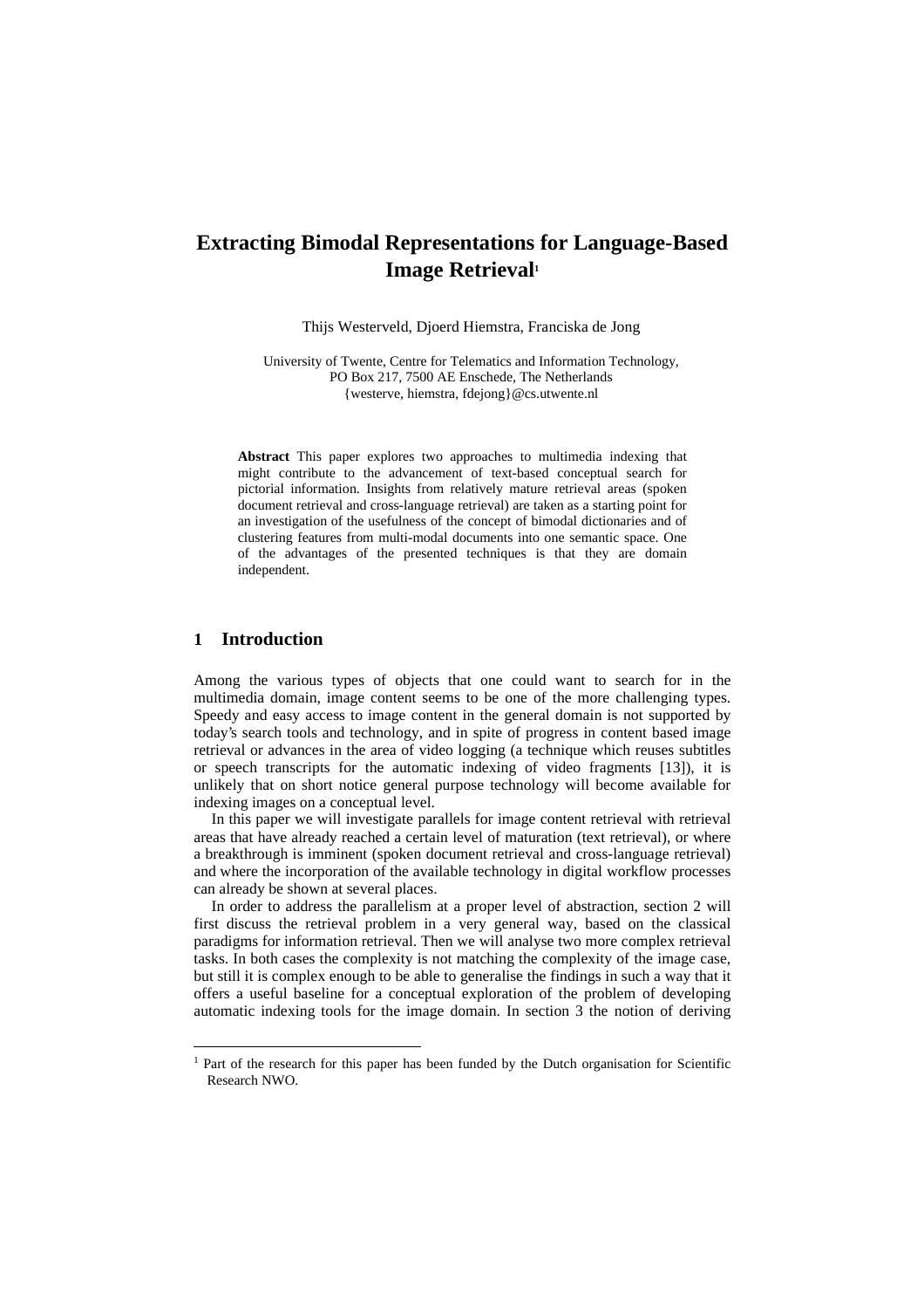# Extracting Bimodal Representations for Language-Based Image Retrieval[1]

Thijs Westerveld, Djoerd Hiemstra, Franciska de Jong

University of Twente, Centre for Telematics and Information Technology,
PO Box 217, 7500 AE Enschede, The Netherlands
{westerve, hiemstra, fdejong}@cs.utwente.nl

**Abstract** This paper explores two approaches to multimedia indexing that might contribute to the advancement of text-based conceptual search for pictorial information. Insights from relatively mature retrieval areas (spoken document retrieval and cross-language retrieval) are taken as a starting point for an investigation of the usefulness of the concept of bimodal dictionaries and of clustering features from multi-modal documents into one semantic space. One of the advantages of the presented techniques is that they are domain independent.

## 1 Introduction

Among the various types of objects that one could want to search for in the multimedia domain, image content seems to be one of the more challenging types. Speedy and easy access to image content in the general domain is not supported by today's search tools and technology, and in spite of progress in content based image retrieval or advances in the area of video logging (a technique which reuses subtitles or speech transcripts for the automatic indexing of video fragments [13]), it is unlikely that on short notice general purpose technology will become available for indexing images on a conceptual level.

In this paper we will investigate parallels for image content retrieval with retrieval areas that have already reached a certain level of maturation (text retrieval), or where a breakthrough is imminent (spoken document retrieval and cross-language retrieval) and where the incorporation of the available technology in digital workflow processes can already be shown at several places.

In order to address the parallelism at a proper level of abstraction, section 2 will first discuss the retrieval problem in a very general way, based on the classical paradigms for information retrieval. Then we will analyse two more complex retrieval tasks. In both cases the complexity is not matching the complexity of the image case, but still it is complex enough to be able to generalise the findings in such a way that it offers a useful baseline for a conceptual exploration of the problem of developing automatic indexing tools for the image domain. In section 3 the notion of deriving

[1] Part of the research for this paper has been funded by the Dutch organisation for Scientific Research NWO.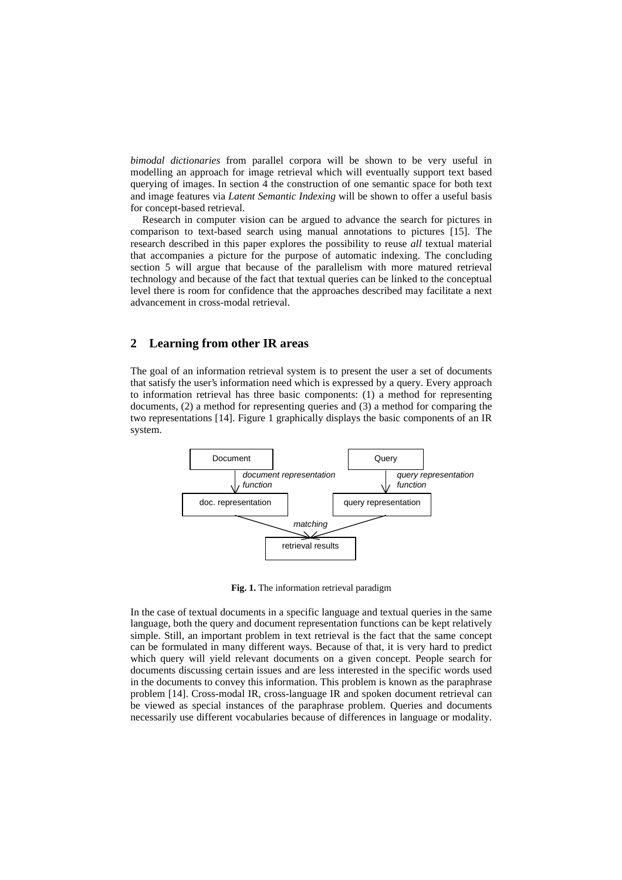*bimodal dictionaries* from parallel corpora will be shown to be very useful in modelling an approach for image retrieval which will eventually support text based querying of images. In section 4 the construction of one semantic space for both text and image features via *Latent Semantic Indexing* will be shown to offer a useful basis for concept-based retrieval.

Research in computer vision can be argued to advance the search for pictures in comparison to text-based search using manual annotations to pictures [15]. The research described in this paper explores the possibility to reuse *all* textual material that accompanies a picture for the purpose of automatic indexing. The concluding section 5 will argue that because of the parallelism with more matured retrieval technology and because of the fact that textual queries can be linked to the conceptual level there is room for confidence that the approaches described may facilitate a next advancement in cross-modal retrieval.

## 2 Learning from other IR areas

The goal of an information retrieval system is to present the user a set of documents that satisfy the user's information need which is expressed by a query. Every approach to information retrieval has three basic components: (1) a method for representing documents, (2) a method for representing queries and (3) a method for comparing the two representations [14]. Figure 1 graphically displays the basic components of an IR system.

Document → *document representation function* → doc. representation

Query → *query representation function* → query representation

doc. representation, query representation → *matching* → retrieval results

**Fig. 1.** The information retrieval paradigm

In the case of textual documents in a specific language and textual queries in the same language, both the query and document representation functions can be kept relatively simple. Still, an important problem in text retrieval is the fact that the same concept can be formulated in many different ways. Because of that, it is very hard to predict which query will yield relevant documents on a given concept. People search for documents discussing certain issues and are less interested in the specific words used in the documents to convey this information. This problem is known as the paraphrase problem [14]. Cross-modal IR, cross-language IR and spoken document retrieval can be viewed as special instances of the paraphrase problem. Queries and documents necessarily use different vocabularies because of differences in language or modality.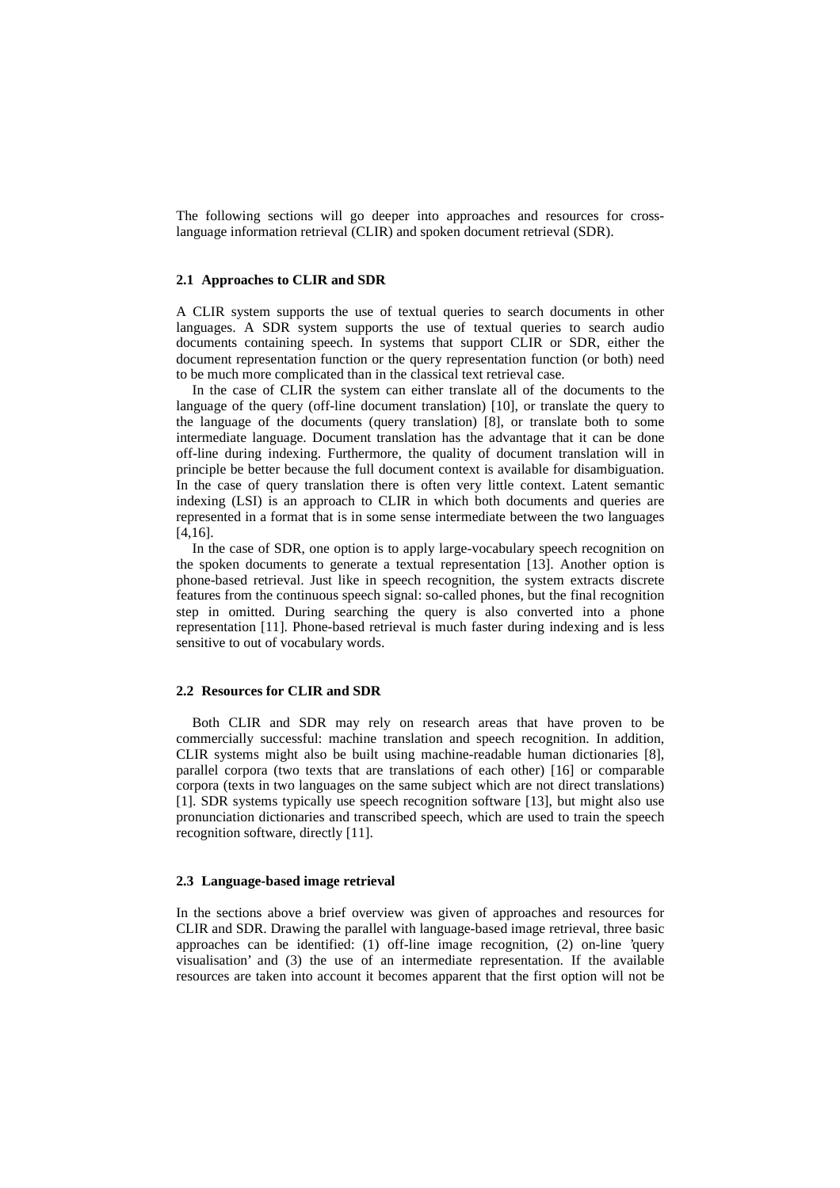The following sections will go deeper into approaches and resources for cross-language information retrieval (CLIR) and spoken document retrieval (SDR).

### 2.1 Approaches to CLIR and SDR

A CLIR system supports the use of textual queries to search documents in other languages. A SDR system supports the use of textual queries to search audio documents containing speech. In systems that support CLIR or SDR, either the document representation function or the query representation function (or both) need to be much more complicated than in the classical text retrieval case.

In the case of CLIR the system can either translate all of the documents to the language of the query (off-line document translation) [10], or translate the query to the language of the documents (query translation) [8], or translate both to some intermediate language. Document translation has the advantage that it can be done off-line during indexing. Furthermore, the quality of document translation will in principle be better because the full document context is available for disambiguation. In the case of query translation there is often very little context. Latent semantic indexing (LSI) is an approach to CLIR in which both documents and queries are represented in a format that is in some sense intermediate between the two languages [4,16].

In the case of SDR, one option is to apply large-vocabulary speech recognition on the spoken documents to generate a textual representation [13]. Another option is phone-based retrieval. Just like in speech recognition, the system extracts discrete features from the continuous speech signal: so-called phones, but the final recognition step in omitted. During searching the query is also converted into a phone representation [11]. Phone-based retrieval is much faster during indexing and is less sensitive to out of vocabulary words.

### 2.2 Resources for CLIR and SDR

Both CLIR and SDR may rely on research areas that have proven to be commercially successful: machine translation and speech recognition. In addition, CLIR systems might also be built using machine-readable human dictionaries [8], parallel corpora (two texts that are translations of each other) [16] or comparable corpora (texts in two languages on the same subject which are not direct translations) [1]. SDR systems typically use speech recognition software [13], but might also use pronunciation dictionaries and transcribed speech, which are used to train the speech recognition software, directly [11].

### 2.3 Language-based image retrieval

In the sections above a brief overview was given of approaches and resources for CLIR and SDR. Drawing the parallel with language-based image retrieval, three basic approaches can be identified: (1) off-line image recognition, (2) on-line 'query visualisation' and (3) the use of an intermediate representation. If the available resources are taken into account it becomes apparent that the first option will not be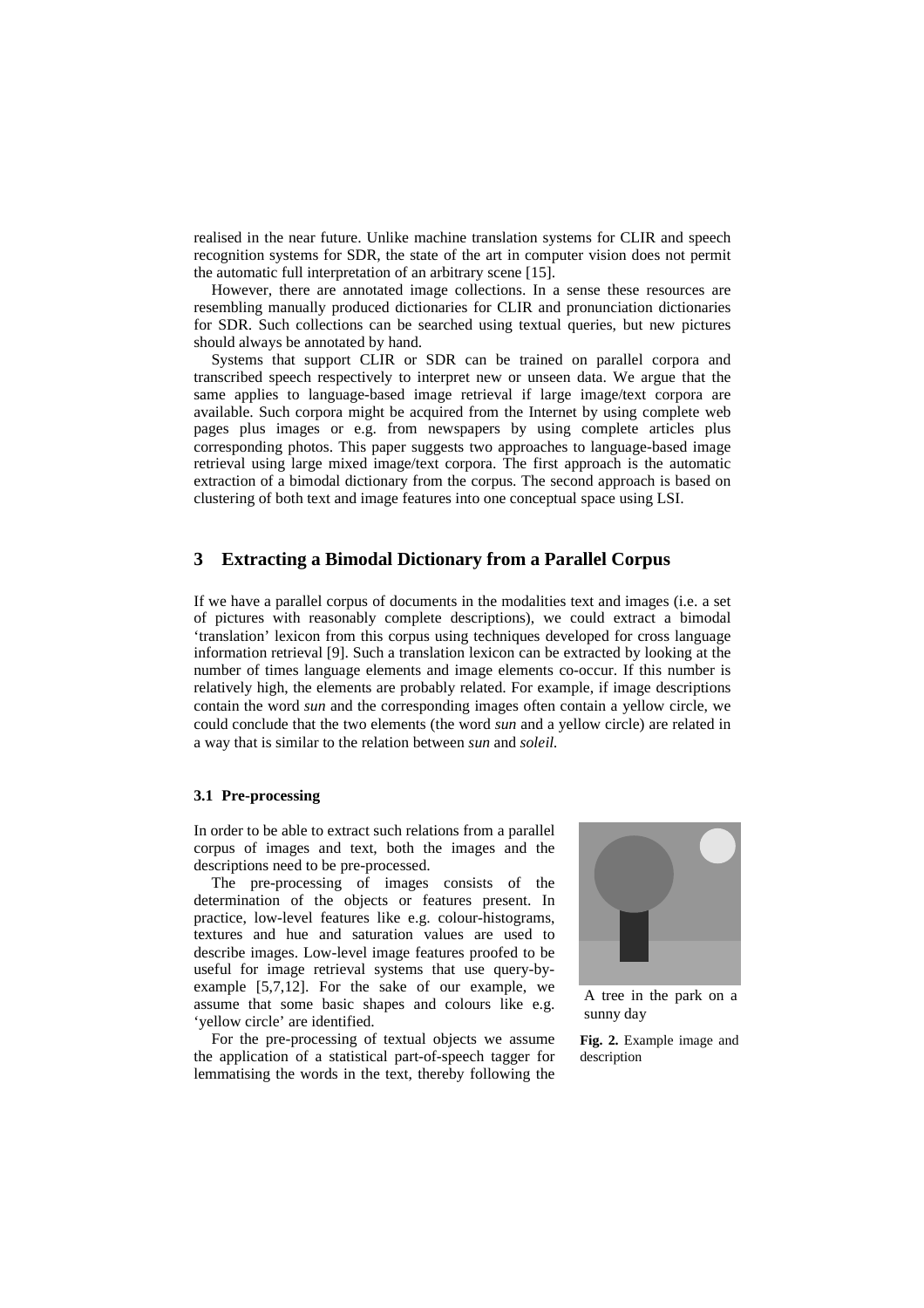realised in the near future. Unlike machine translation systems for CLIR and speech recognition systems for SDR, the state of the art in computer vision does not permit the automatic full interpretation of an arbitrary scene [15].

However, there are annotated image collections. In a sense these resources are resembling manually produced dictionaries for CLIR and pronunciation dictionaries for SDR. Such collections can be searched using textual queries, but new pictures should always be annotated by hand.

Systems that support CLIR or SDR can be trained on parallel corpora and transcribed speech respectively to interpret new or unseen data. We argue that the same applies to language-based image retrieval if large image/text corpora are available. Such corpora might be acquired from the Internet by using complete web pages plus images or e.g. from newspapers by using complete articles plus corresponding photos. This paper suggests two approaches to language-based image retrieval using large mixed image/text corpora. The first approach is the automatic extraction of a bimodal dictionary from the corpus. The second approach is based on clustering of both text and image features into one conceptual space using LSI.

## 3 Extracting a Bimodal Dictionary from a Parallel Corpus

If we have a parallel corpus of documents in the modalities text and images (i.e. a set of pictures with reasonably complete descriptions), we could extract a bimodal 'translation' lexicon from this corpus using techniques developed for cross language information retrieval [9]. Such a translation lexicon can be extracted by looking at the number of times language elements and image elements co-occur. If this number is relatively high, the elements are probably related. For example, if image descriptions contain the word *sun* and the corresponding images often contain a yellow circle, we could conclude that the two elements (the word *sun* and a yellow circle) are related in a way that is similar to the relation between *sun* and *soleil*.

### 3.1 Pre-processing

In order to be able to extract such relations from a parallel corpus of images and text, both the images and the descriptions need to be pre-processed.

The pre-processing of images consists of the determination of the objects or features present. In practice, low-level features like e.g. colour-histograms, textures and hue and saturation values are used to describe images. Low-level image features proofed to be useful for image retrieval systems that use query-by-example [5,7,12]. For the sake of our example, we assume that some basic shapes and colours like e.g. 'yellow circle' are identified.

A tree in the park on a sunny day

**Fig. 2.** Example image and description

For the pre-processing of textual objects we assume the application of a statistical part-of-speech tagger for lemmatising the words in the text, thereby following the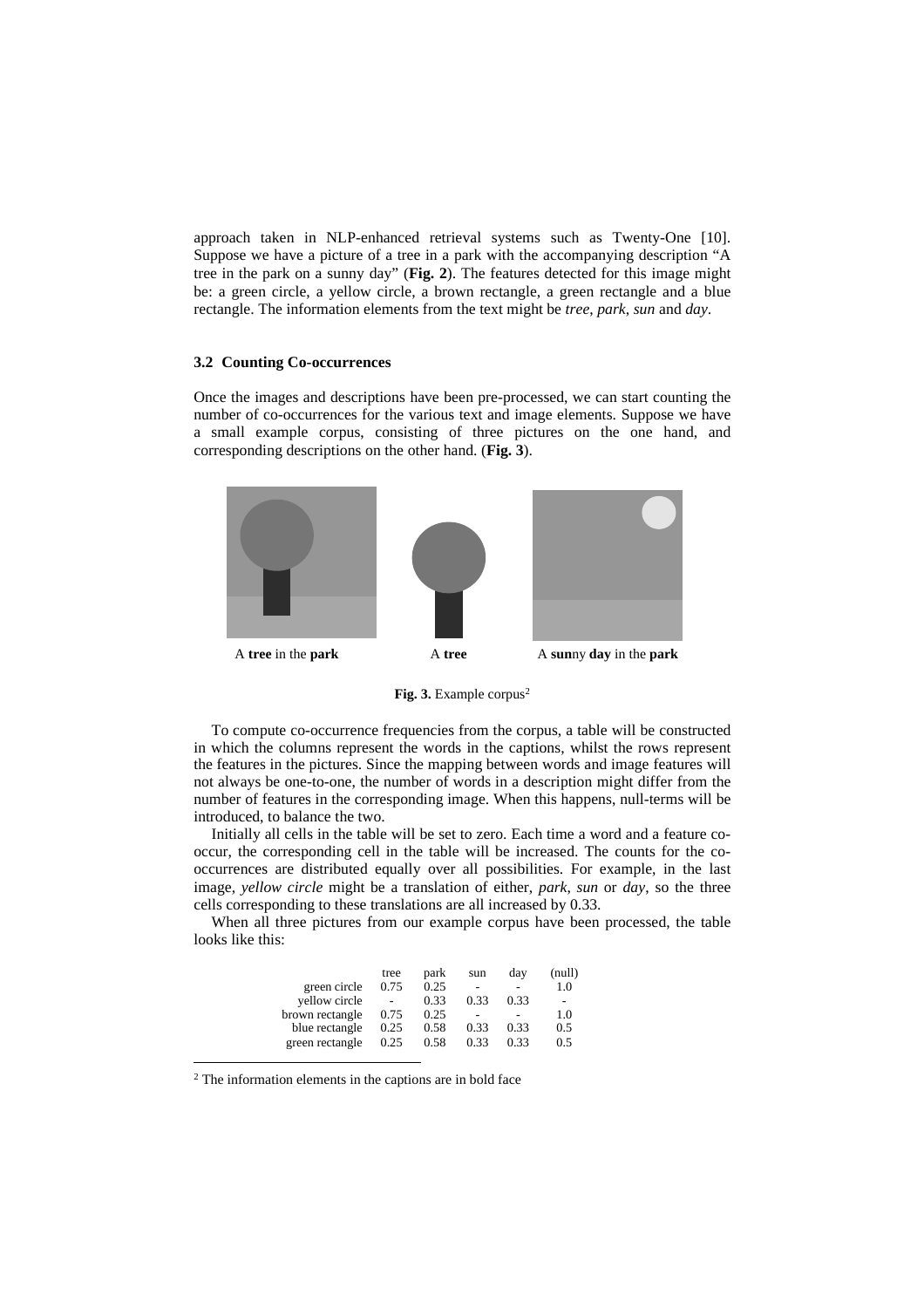approach taken in NLP-enhanced retrieval systems such as Twenty-One [10]. Suppose we have a picture of a tree in a park with the accompanying description "A tree in the park on a sunny day" (**Fig. 2**). The features detected for this image might be: a green circle, a yellow circle, a brown rectangle, a green rectangle and a blue rectangle. The information elements from the text might be *tree*, *park*, *sun* and *day*.

### 3.2 Counting Co-occurrences

Once the images and descriptions have been pre-processed, we can start counting the number of co-occurrences for the various text and image elements. Suppose we have a small example corpus, consisting of three pictures on the one hand, and corresponding descriptions on the other hand. (**Fig. 3**).

A **tree** in the **park** — A **tree** — A **sun**ny **day** in the **park**

**Fig. 3.** Example corpus[2]

To compute co-occurrence frequencies from the corpus, a table will be constructed in which the columns represent the words in the captions, whilst the rows represent the features in the pictures. Since the mapping between words and image features will not always be one-to-one, the number of words in a description might differ from the number of features in the corresponding image. When this happens, null-terms will be introduced, to balance the two.

Initially all cells in the table will be set to zero. Each time a word and a feature co-occur, the corresponding cell in the table will be increased. The counts for the co-occurrences are distributed equally over all possibilities. For example, in the last image, *yellow circle* might be a translation of either, *park*, *sun* or *day*, so the three cells corresponding to these translations are all increased by 0.33.

When all three pictures from our example corpus have been processed, the table looks like this:

| | tree | park | sun | day | (null) |
|---|---|---|---|---|---|
| green circle | 0.75 | 0.25 | - | - | 1.0 |
| yellow circle | - | 0.33 | 0.33 | 0.33 | - |
| brown rectangle | 0.75 | 0.25 | - | - | 1.0 |
| blue rectangle | 0.25 | 0.58 | 0.33 | 0.33 | 0.5 |
| green rectangle | 0.25 | 0.58 | 0.33 | 0.33 | 0.5 |

[2] The information elements in the captions are in bold face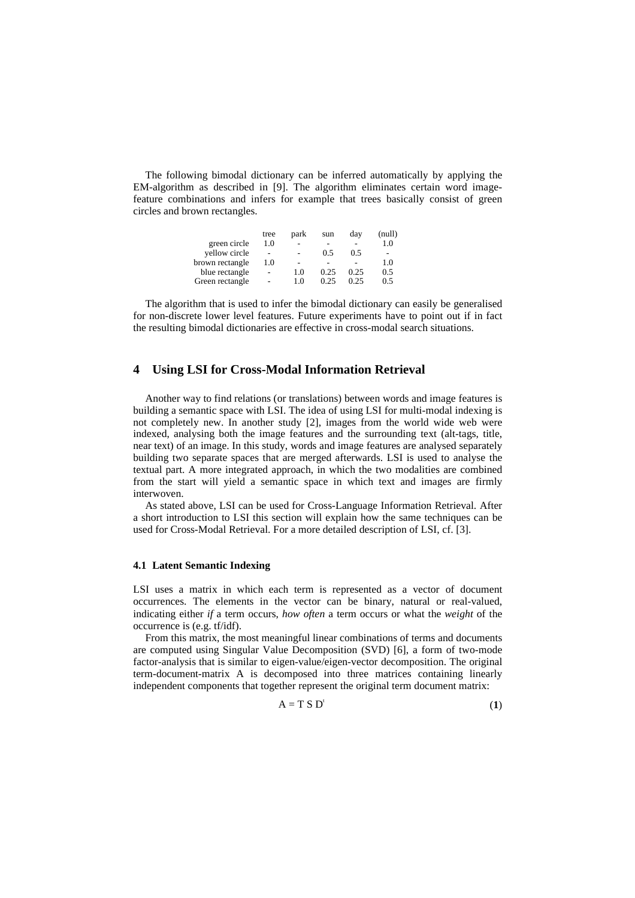The following bimodal dictionary can be inferred automatically by applying the EM-algorithm as described in [9]. The algorithm eliminates certain word image-feature combinations and infers for example that trees basically consist of green circles and brown rectangles.

| | tree | park | sun | day | (null) |
|---|---|---|---|---|---|
| green circle | 1.0 | - | - | - | 1.0 |
| yellow circle | - | - | 0.5 | 0.5 | - |
| brown rectangle | 1.0 | - | - | - | 1.0 |
| blue rectangle | - | 1.0 | 0.25 | 0.25 | 0.5 |
| Green rectangle | - | 1.0 | 0.25 | 0.25 | 0.5 |

The algorithm that is used to infer the bimodal dictionary can easily be generalised for non-discrete lower level features. Future experiments have to point out if in fact the resulting bimodal dictionaries are effective in cross-modal search situations.

## 4 Using LSI for Cross-Modal Information Retrieval

Another way to find relations (or translations) between words and image features is building a semantic space with LSI. The idea of using LSI for multi-modal indexing is not completely new. In another study [2], images from the world wide web were indexed, analysing both the image features and the surrounding text (alt-tags, title, near text) of an image. In this study, words and image features are analysed separately building two separate spaces that are merged afterwards. LSI is used to analyse the textual part. A more integrated approach, in which the two modalities are combined from the start will yield a semantic space in which text and images are firmly interwoven.

As stated above, LSI can be used for Cross-Language Information Retrieval. After a short introduction to LSI this section will explain how the same techniques can be used for Cross-Modal Retrieval. For a more detailed description of LSI, cf. [3].

### 4.1 Latent Semantic Indexing

LSI uses a matrix in which each term is represented as a vector of document occurrences. The elements in the vector can be binary, natural or real-valued, indicating either *if* a term occurs, *how often* a term occurs or what the *weight* of the occurrence is (e.g. tf/idf).

From this matrix, the most meaningful linear combinations of terms and documents are computed using Singular Value Decomposition (SVD) [6], a form of two-mode factor-analysis that is similar to eigen-value/eigen-vector decomposition. The original term-document-matrix A is decomposed into three matrices containing linearly independent components that together represent the original term document matrix:

$$A = T\,S\,D^t \qquad (1)$$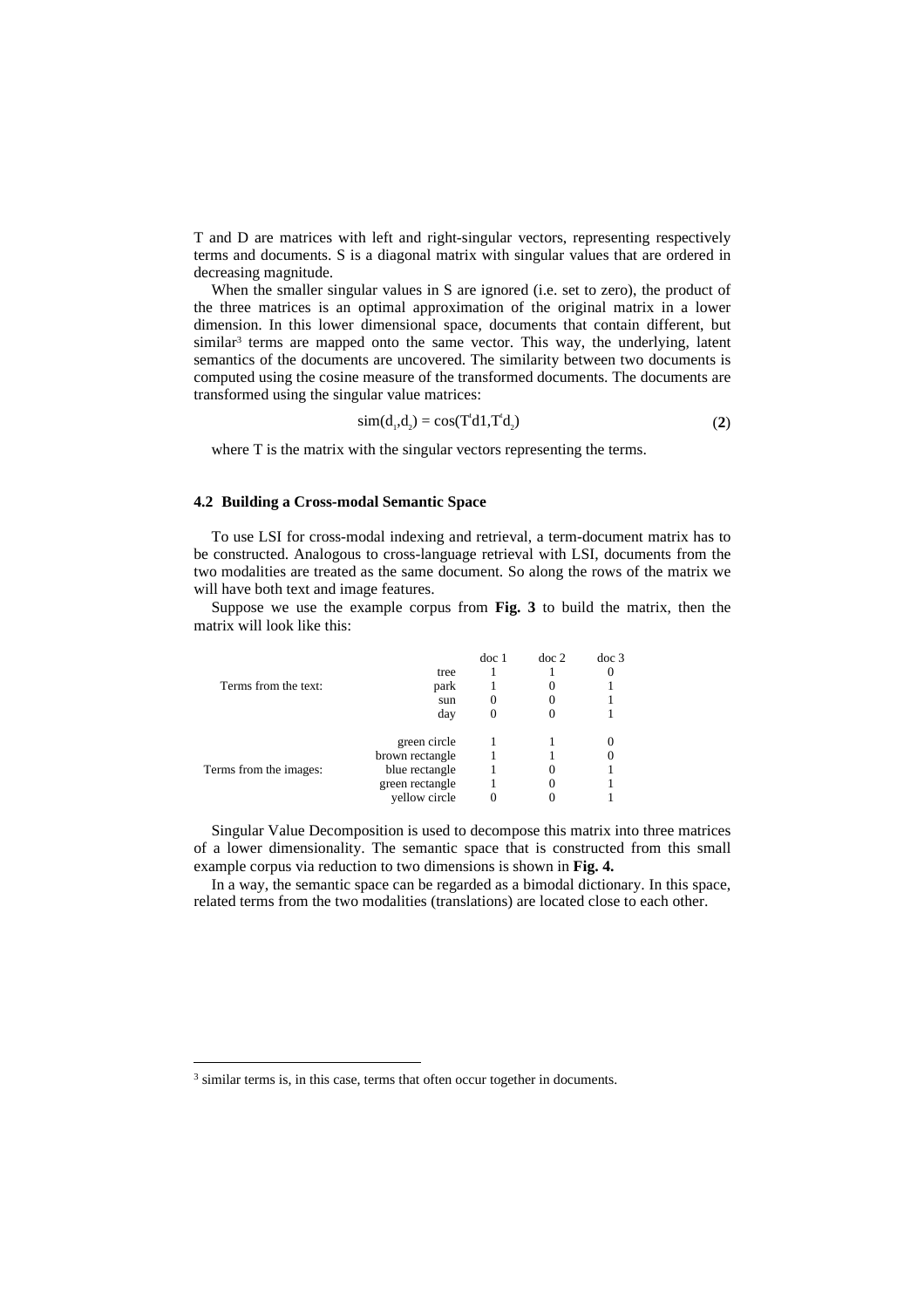T and D are matrices with left and right-singular vectors, representing respectively terms and documents. S is a diagonal matrix with singular values that are ordered in decreasing magnitude.

When the smaller singular values in S are ignored (i.e. set to zero), the product of the three matrices is an optimal approximation of the original matrix in a lower dimension. In this lower dimensional space, documents that contain different, but similar[3] terms are mapped onto the same vector. This way, the underlying, latent semantics of the documents are uncovered. The similarity between two documents is computed using the cosine measure of the transformed documents. The documents are transformed using the singular value matrices:

$$\text{sim}(d_1, d_2) = \cos(T^t d1, T^t d_2) \qquad \textbf{(2)}$$

where T is the matrix with the singular vectors representing the terms.

### 4.2 Building a Cross-modal Semantic Space

To use LSI for cross-modal indexing and retrieval, a term-document matrix has to be constructed. Analogous to cross-language retrieval with LSI, documents from the two modalities are treated as the same document. So along the rows of the matrix we will have both text and image features.

Suppose we use the example corpus from **Fig. 3** to build the matrix, then the matrix will look like this:

| | | doc 1 | doc 2 | doc 3 |
|---|---|---|---|---|
| Terms from the text: | tree | 1 | 1 | 0 |
| | park | 1 | 0 | 1 |
| | sun | 0 | 0 | 1 |
| | day | 0 | 0 | 1 |
| Terms from the images: | green circle | 1 | 1 | 0 |
| | brown rectangle | 1 | 1 | 0 |
| | blue rectangle | 1 | 0 | 1 |
| | green rectangle | 1 | 0 | 1 |
| | yellow circle | 0 | 0 | 1 |

Singular Value Decomposition is used to decompose this matrix into three matrices of a lower dimensionality. The semantic space that is constructed from this small example corpus via reduction to two dimensions is shown in **Fig. 4.**

In a way, the semantic space can be regarded as a bimodal dictionary. In this space, related terms from the two modalities (translations) are located close to each other.

[3] similar terms is, in this case, terms that often occur together in documents.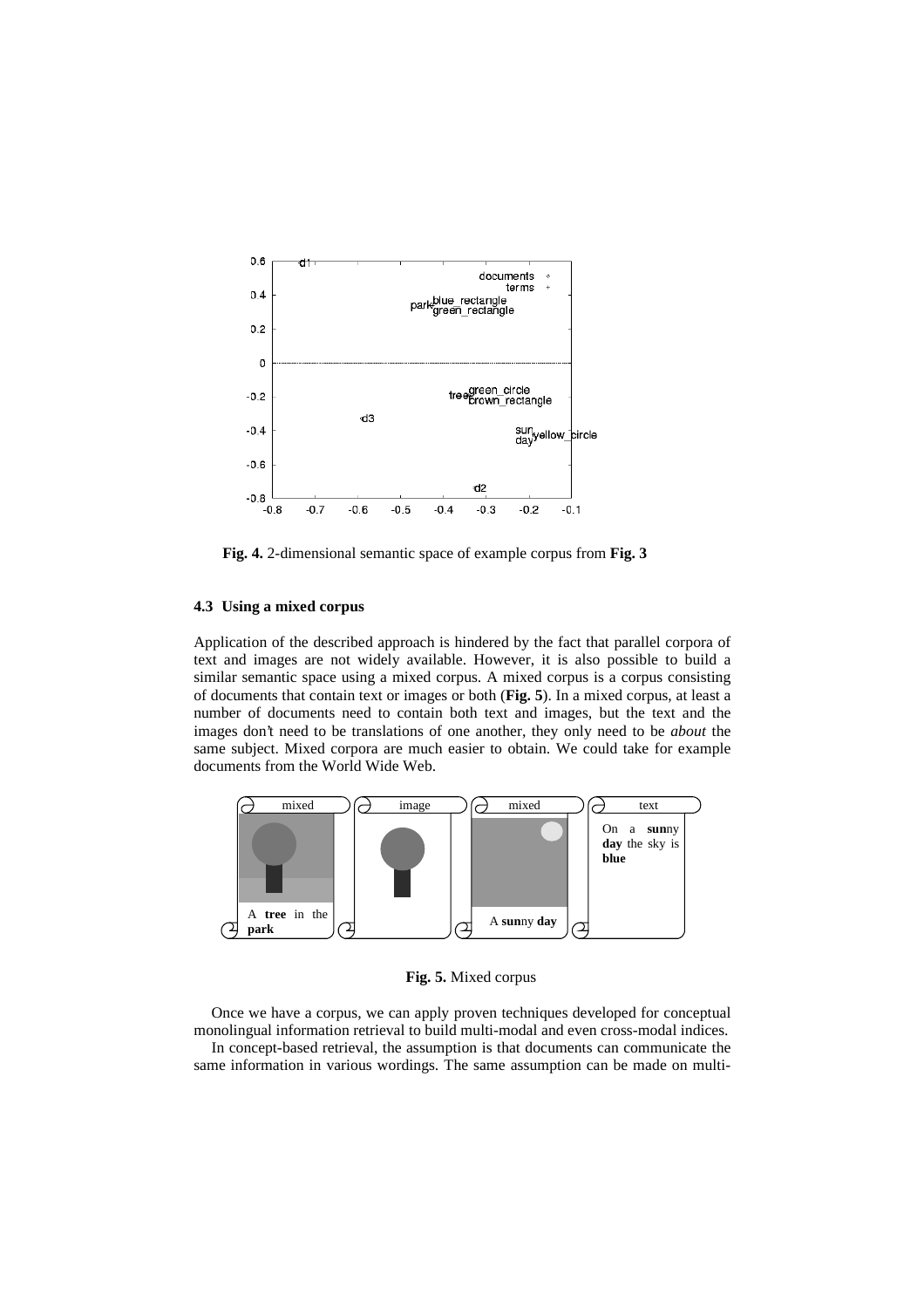**Fig. 4.** 2-dimensional semantic space of example corpus from **Fig. 3**

### 4.3 Using a mixed corpus

Application of the described approach is hindered by the fact that parallel corpora of text and images are not widely available. However, it is also possible to build a similar semantic space using a mixed corpus. A mixed corpus is a corpus consisting of documents that contain text or images or both (**Fig. 5**). In a mixed corpus, at least a number of documents need to contain both text and images, but the text and the images don't need to be translations of one another, they only need to be *about* the same subject. Mixed corpora are much easier to obtain. We could take for example documents from the World Wide Web.

**Fig. 5.** Mixed corpus

Once we have a corpus, we can apply proven techniques developed for conceptual monolingual information retrieval to build multi-modal and even cross-modal indices.

In concept-based retrieval, the assumption is that documents can communicate the same information in various wordings. The same assumption can be made on multi-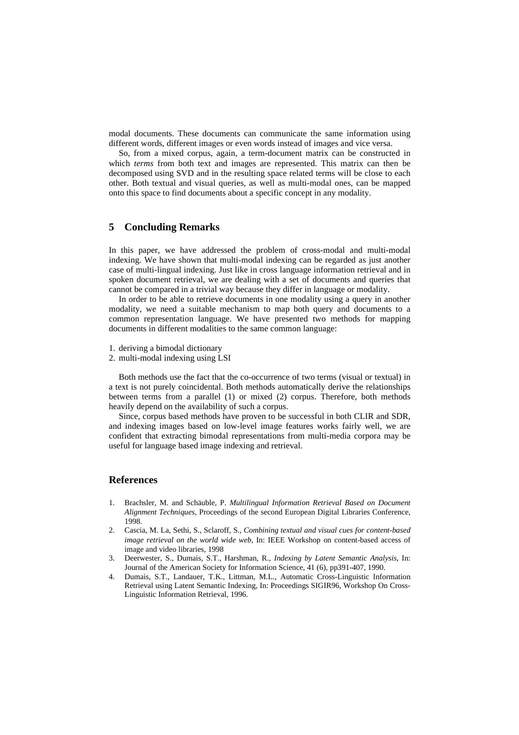modal documents. These documents can communicate the same information using different words, different images or even words instead of images and vice versa.

So, from a mixed corpus, again, a term-document matrix can be constructed in which *terms* from both text and images are represented. This matrix can then be decomposed using SVD and in the resulting space related terms will be close to each other. Both textual and visual queries, as well as multi-modal ones, can be mapped onto this space to find documents about a specific concept in any modality.

## 5 Concluding Remarks

In this paper, we have addressed the problem of cross-modal and multi-modal indexing. We have shown that multi-modal indexing can be regarded as just another case of multi-lingual indexing. Just like in cross language information retrieval and in spoken document retrieval, we are dealing with a set of documents and queries that cannot be compared in a trivial way because they differ in language or modality.

In order to be able to retrieve documents in one modality using a query in another modality, we need a suitable mechanism to map both query and documents to a common representation language. We have presented two methods for mapping documents in different modalities to the same common language:

1. deriving a bimodal dictionary
2. multi-modal indexing using LSI

Both methods use the fact that the co-occurrence of two terms (visual or textual) in a text is not purely coincidental. Both methods automatically derive the relationships between terms from a parallel (1) or mixed (2) corpus. Therefore, both methods heavily depend on the availability of such a corpus.

Since, corpus based methods have proven to be successful in both CLIR and SDR, and indexing images based on low-level image features works fairly well, we are confident that extracting bimodal representations from multi-media corpora may be useful for language based image indexing and retrieval.

## References

1. Brachsler, M. and Schäuble, P. *Multilingual Information Retrieval Based on Document Alignment Techniques*, Proceedings of the second European Digital Libraries Conference, 1998.
2. Cascia, M. La, Sethi, S., Sclaroff, S., *Combining textual and visual cues for content-based image retrieval on the world wide web*, In: IEEE Workshop on content-based access of image and video libraries, 1998
3. Deerwester, S., Dumais, S.T., Harshman, R., *Indexing by Latent Semantic Analysis*, In: Journal of the American Society for Information Science, 41 (6), pp391-407, 1990.
4. Dumais, S.T., Landauer, T.K., Littman, M.L., Automatic Cross-Linguistic Information Retrieval using Latent Semantic Indexing, In: Proceedings SIGIR96, Workshop On Cross-Linguistic Information Retrieval, 1996.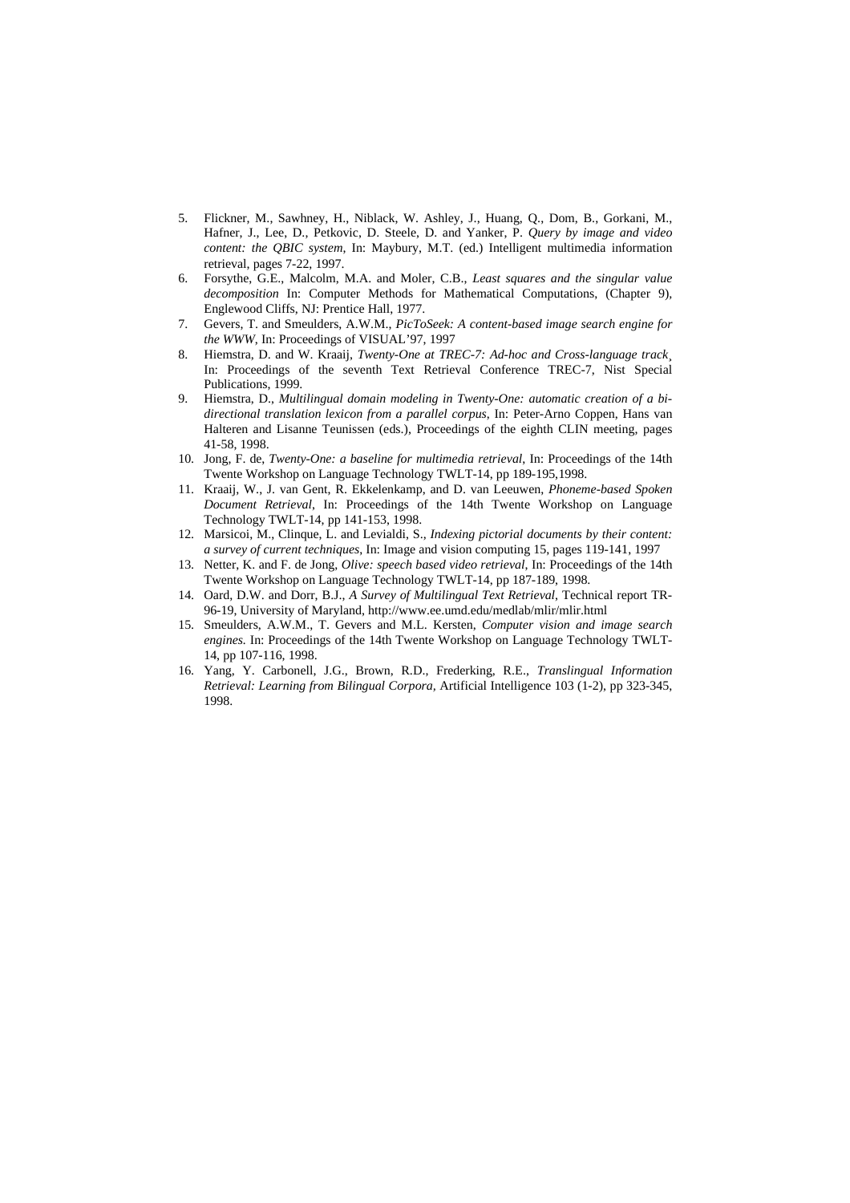5. Flickner, M., Sawhney, H., Niblack, W. Ashley, J., Huang, Q., Dom, B., Gorkani, M., Hafner, J., Lee, D., Petkovic, D. Steele, D. and Yanker, P. *Query by image and video content: the QBIC system*, In: Maybury, M.T. (ed.) Intelligent multimedia information retrieval, pages 7-22, 1997.
6. Forsythe, G.E., Malcolm, M.A. and Moler, C.B., *Least squares and the singular value decomposition* In: Computer Methods for Mathematical Computations, (Chapter 9), Englewood Cliffs, NJ: Prentice Hall, 1977.
7. Gevers, T. and Smeulders, A.W.M., *PicToSeek: A content-based image search engine for the WWW*, In: Proceedings of VISUAL'97, 1997
8. Hiemstra, D. and W. Kraaij, *Twenty-One at TREC-7: Ad-hoc and Cross-language track*, In: Proceedings of the seventh Text Retrieval Conference TREC-7, Nist Special Publications, 1999.
9. Hiemstra, D., *Multilingual domain modeling in Twenty-One: automatic creation of a bi-directional translation lexicon from a parallel corpus*, In: Peter-Arno Coppen, Hans van Halteren and Lisanne Teunissen (eds.), Proceedings of the eighth CLIN meeting, pages 41-58, 1998.
10. Jong, F. de, *Twenty-One: a baseline for multimedia retrieval*, In: Proceedings of the 14th Twente Workshop on Language Technology TWLT-14, pp 189-195,1998.
11. Kraaij, W., J. van Gent, R. Ekkelenkamp, and D. van Leeuwen, *Phoneme-based Spoken Document Retrieval*, In: Proceedings of the 14th Twente Workshop on Language Technology TWLT-14, pp 141-153, 1998.
12. Marsicoi, M., Clinque, L. and Levialdi, S., *Indexing pictorial documents by their content: a survey of current techniques*, In: Image and vision computing 15, pages 119-141, 1997
13. Netter, K. and F. de Jong, *Olive: speech based video retrieval*, In: Proceedings of the 14th Twente Workshop on Language Technology TWLT-14, pp 187-189, 1998.
14. Oard, D.W. and Dorr, B.J., *A Survey of Multilingual Text Retrieval*, Technical report TR-96-19, University of Maryland, http://www.ee.umd.edu/medlab/mlir/mlir.html
15. Smeulders, A.W.M., T. Gevers and M.L. Kersten, *Computer vision and image search engines.* In: Proceedings of the 14th Twente Workshop on Language Technology TWLT-14, pp 107-116, 1998.
16. Yang, Y. Carbonell, J.G., Brown, R.D., Frederking, R.E., *Translingual Information Retrieval: Learning from Bilingual Corpora,* Artificial Intelligence 103 (1-2), pp 323-345, 1998.